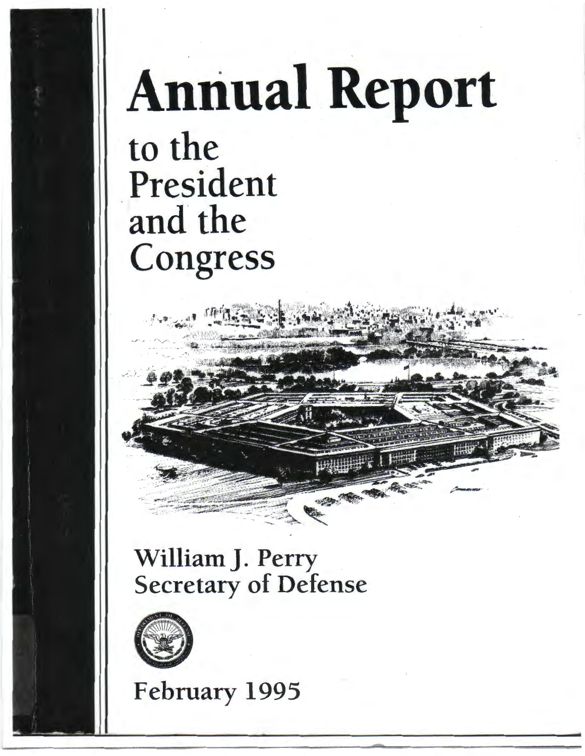# Annual Report

## to the President and the Congress

**William J. Perry**
**Secretary of Defense**

**February 1995**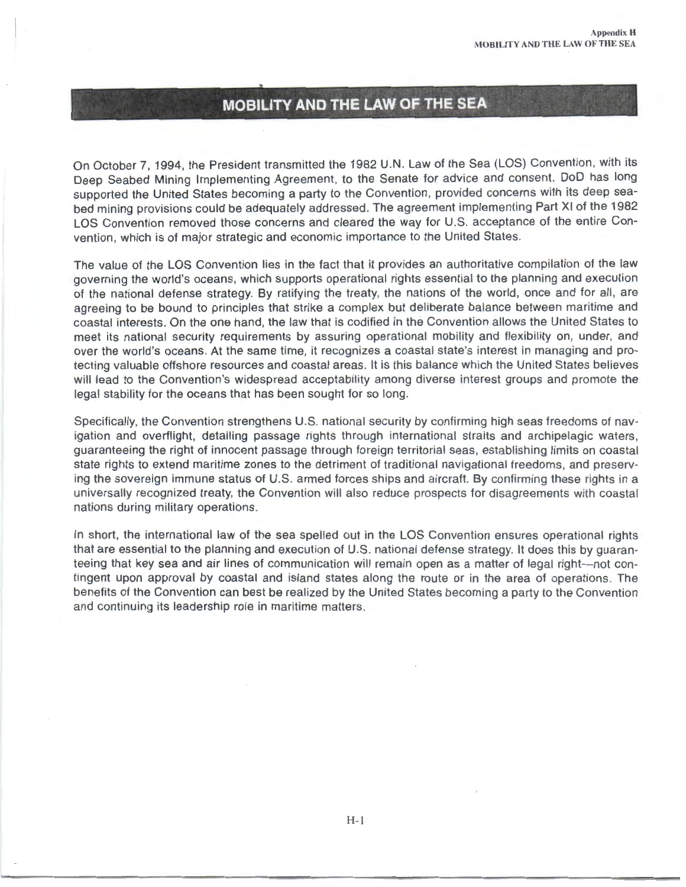# MOBILITY AND THE LAW OF THE SEA

On October 7, 1994, the President transmitted the 1982 U.N. Law of the Sea (LOS) Convention, with its Deep Seabed Mining Implementing Agreement, to the Senate for advice and consent. DoD has long supported the United States becoming a party to the Convention, provided concerns with its deep seabed mining provisions could be adequately addressed. The agreement implementing Part XI of the 1982 LOS Convention removed those concerns and cleared the way for U.S. acceptance of the entire Convention, which is of major strategic and economic importance to the United States.

The value of the LOS Convention lies in the fact that it provides an authoritative compilation of the law governing the world's oceans, which supports operational rights essential to the planning and execution of the national defense strategy. By ratifying the treaty, the nations of the world, once and for all, are agreeing to be bound to principles that strike a complex but deliberate balance between maritime and coastal interests. On the one hand, the law that is codified in the Convention allows the United States to meet its national security requirements by assuring operational mobility and flexibility on, under, and over the world's oceans. At the same time, it recognizes a coastal state's interest in managing and protecting valuable offshore resources and coastal areas. It is this balance which the United States believes will lead to the Convention's widespread acceptability among diverse interest groups and promote the legal stability for the oceans that has been sought for so long.

Specifically, the Convention strengthens U.S. national security by confirming high seas freedoms of navigation and overflight, detailing passage rights through international straits and archipelagic waters, guaranteeing the right of innocent passage through foreign territorial seas, establishing limits on coastal state rights to extend maritime zones to the detriment of traditional navigational freedoms, and preserving the sovereign immune status of U.S. armed forces ships and aircraft. By confirming these rights in a universally recognized treaty, the Convention will also reduce prospects for disagreements with coastal nations during military operations.

In short, the international law of the sea spelled out in the LOS Convention ensures operational rights that are essential to the planning and execution of U.S. national defense strategy. It does this by guaranteeing that key sea and air lines of communication will remain open as a matter of legal right—not contingent upon approval by coastal and island states along the route or in the area of operations. The benefits of the Convention can best be realized by the United States becoming a party to the Convention and continuing its leadership role in maritime matters.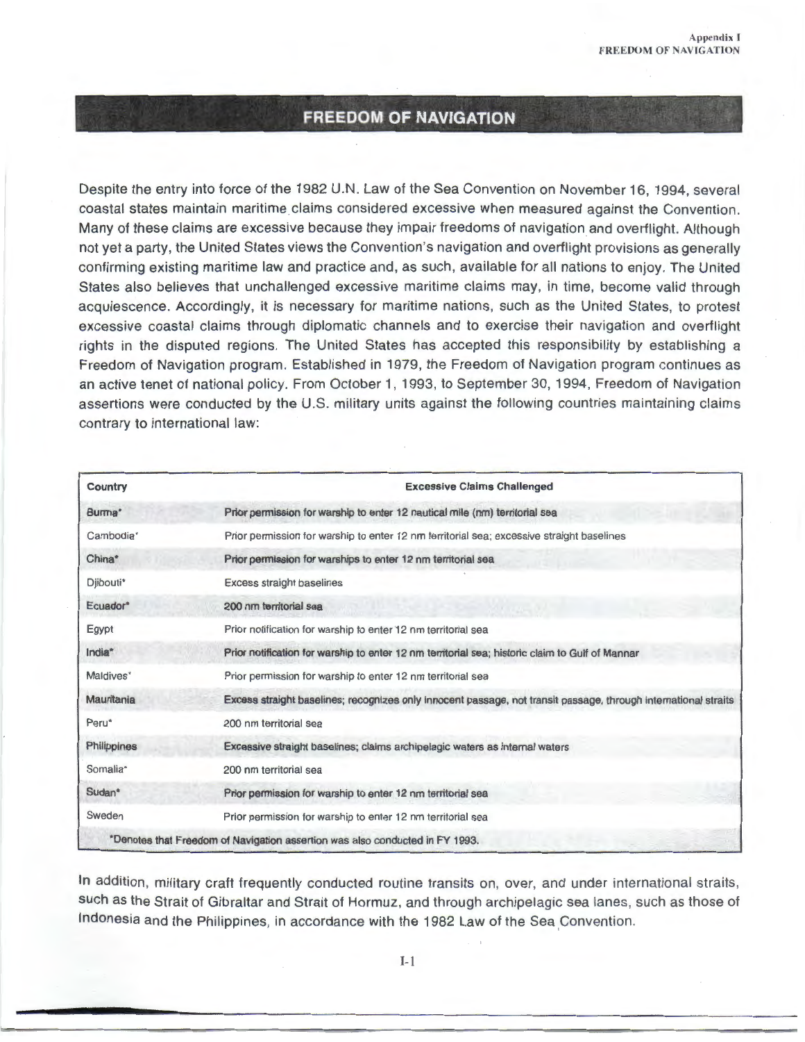## FREEDOM OF NAVIGATION

Despite the entry into force of the 1982 U.N. Law of the Sea Convention on November 16, 1994, several coastal states maintain maritime claims considered excessive when measured against the Convention. Many of these claims are excessive because they impair freedoms of navigation and overflight. Although not yet a party, the United States views the Convention's navigation and overflight provisions as generally confirming existing maritime law and practice and, as such, available for all nations to enjoy. The United States also believes that unchallenged excessive maritime claims may, in time, become valid through acquiescence. Accordingly, it is necessary for maritime nations, such as the United States, to protest excessive coastal claims through diplomatic channels and to exercise their navigation and overflight rights in the disputed regions. The United States has accepted this responsibility by establishing a Freedom of Navigation program. Established in 1979, the Freedom of Navigation program continues as an active tenet of national policy. From October 1, 1993, to September 30, 1994, Freedom of Navigation assertions were conducted by the U.S. military units against the following countries maintaining claims contrary to international law:

| Country | Excessive Claims Challenged |
|---|---|
| Burma* | Prior permission for warship to enter 12 nautical mile (nm) territorial sea |
| Cambodia* | Prior permission for warship to enter 12 nm territorial sea; excessive straight baselines |
| China* | Prior permission for warships to enter 12 nm territorial sea |
| Djibouti* | Excess straight baselines |
| Ecuador* | 200 nm territorial sea |
| Egypt | Prior notification for warship to enter 12 nm territorial sea |
| India* | Prior notification for warship to enter 12 nm territorial sea; historic claim to Gulf of Mannar |
| Maldives* | Prior permission for warship to enter 12 nm territorial sea |
| Mauritania | Excess straight baselines; recognizes only innocent passage, not transit passage, through international straits |
| Peru* | 200 nm territorial sea |
| Philippines | Excessive straight baselines; claims archipelagic waters as internal waters |
| Somalia* | 200 nm territorial sea |
| Sudan* | Prior permission for warship to enter 12 nm territorial sea |
| Sweden | Prior permission for warship to enter 12 nm territorial sea |

*Denotes that Freedom of Navigation assertion was also conducted in FY 1993.

In addition, military craft frequently conducted routine transits on, over, and under international straits, such as the Strait of Gibraltar and Strait of Hormuz, and through archipelagic sea lanes, such as those of Indonesia and the Philippines, in accordance with the 1982 Law of the Sea Convention.